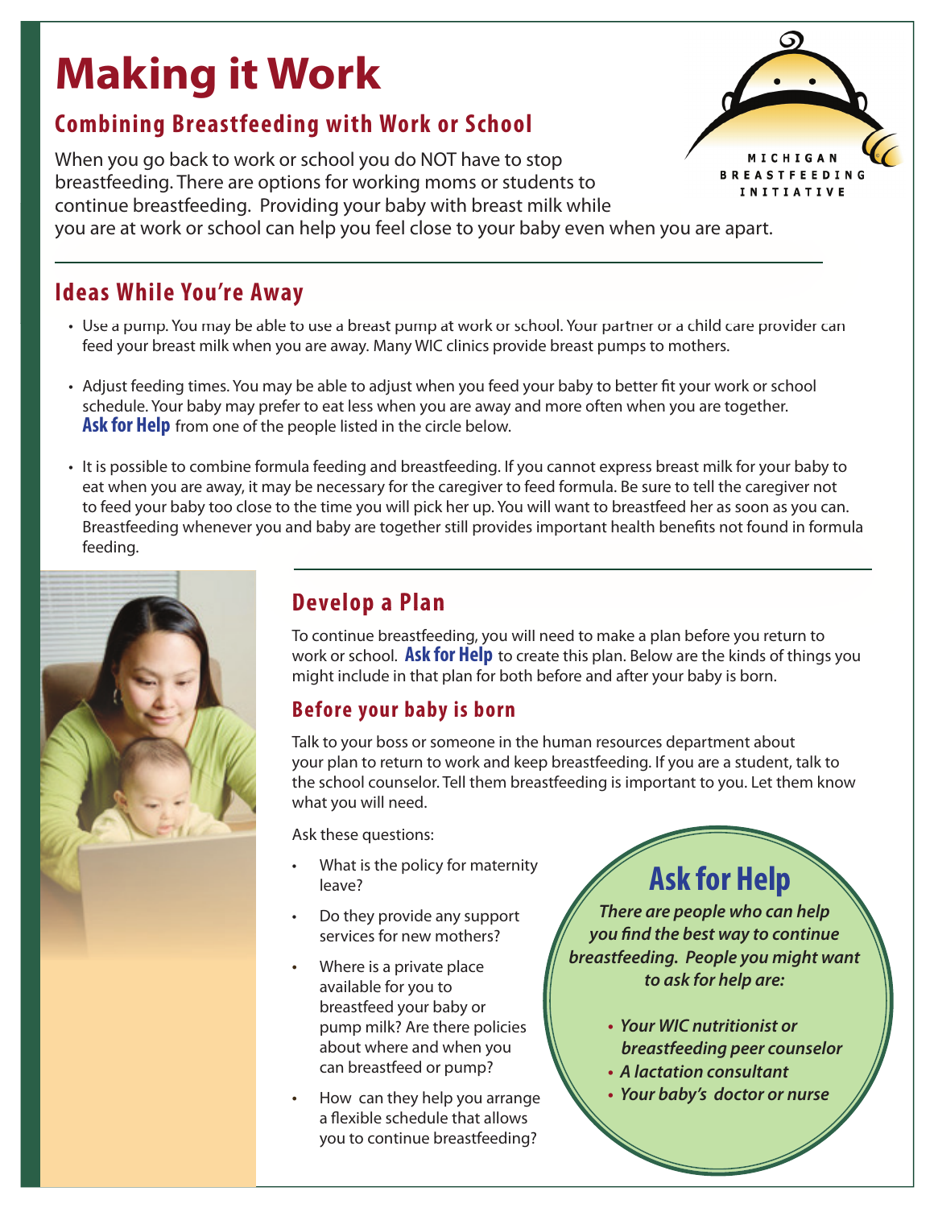# Making it Work

## Combining Breastfeeding with Work or School

MICHIGAN BREASTFEEDING INITIATIVE

When you go back to work or school you do NOT have to stop breastfeeding. There are options for working moms or students to continue breastfeeding. Providing your baby with breast milk while you are at work or school can help you feel close to your baby even when you are apart.

## Ideas While You're Away

- Use a pump. You may be able to use a breast pump at work or school. Your partner or a child care provider can feed your breast milk when you are away. Many WIC clinics provide breast pumps to mothers.
- Adjust feeding times. You may be able to adjust when you feed your baby to better fit your work or school schedule. Your baby may prefer to eat less when you are away and more often when you are together. **Ask for Help** from one of the people listed in the circle below.
- It is possible to combine formula feeding and breastfeeding. If you cannot express breast milk for your baby to eat when you are away, it may be necessary for the caregiver to feed formula. Be sure to tell the caregiver not to feed your baby too close to the time you will pick her up. You will want to breastfeed her as soon as you can. Breastfeeding whenever you and baby are together still provides important health benefits not found in formula feeding.

## Develop a Plan

To continue breastfeeding, you will need to make a plan before you return to work or school. **Ask for Help** to create this plan. Below are the kinds of things you might include in that plan for both before and after your baby is born.

### Before your baby is born

Talk to your boss or someone in the human resources department about your plan to return to work and keep breastfeeding. If you are a student, talk to the school counselor. Tell them breastfeeding is important to you. Let them know what you will need.

Ask these questions:

- What is the policy for maternity leave?
- Do they provide any support services for new mothers?
- Where is a private place available for you to breastfeed your baby or pump milk? Are there policies about where and when you can breastfeed or pump?
- How can they help you arrange a flexible schedule that allows you to continue breastfeeding?

## Ask for Help

*There are people who can help you find the best way to continue breastfeeding. People you might want to ask for help are:*

- *Your WIC nutritionist or breastfeeding peer counselor*
- *A lactation consultant*
- *Your baby's doctor or nurse*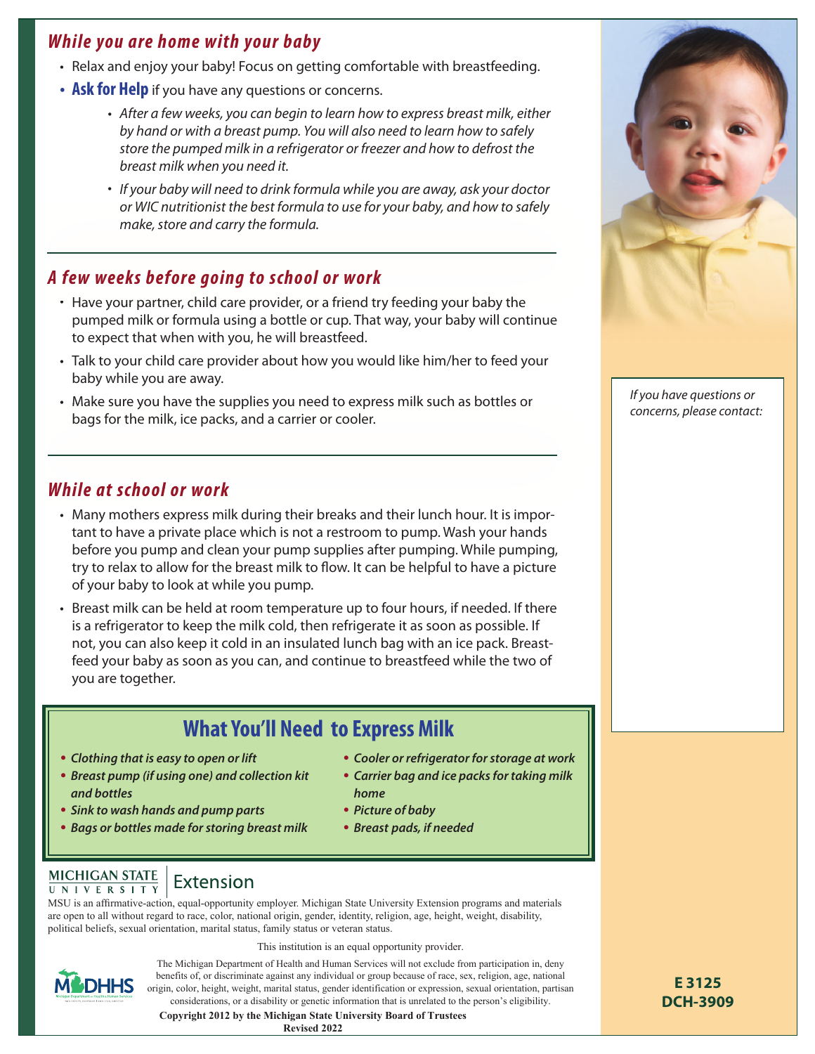## *While you are home with your baby*

- Relax and enjoy your baby! Focus on getting comfortable with breastfeeding.
- **Ask for Help** if you have any questions or concerns.
  - *After a few weeks, you can begin to learn how to express breast milk, either by hand or with a breast pump. You will also need to learn how to safely store the pumped milk in a refrigerator or freezer and how to defrost the breast milk when you need it.*
  - *If your baby will need to drink formula while you are away, ask your doctor or WIC nutritionist the best formula to use for your baby, and how to safely make, store and carry the formula.*

## *A few weeks before going to school or work*

- Have your partner, child care provider, or a friend try feeding your baby the pumped milk or formula using a bottle or cup. That way, your baby will continue to expect that when with you, he will breastfeed.
- Talk to your child care provider about how you would like him/her to feed your baby while you are away.
- Make sure you have the supplies you need to express milk such as bottles or bags for the milk, ice packs, and a carrier or cooler.

## *While at school or work*

- Many mothers express milk during their breaks and their lunch hour. It is important to have a private place which is not a restroom to pump. Wash your hands before you pump and clean your pump supplies after pumping. While pumping, try to relax to allow for the breast milk to flow. It can be helpful to have a picture of your baby to look at while you pump.
- Breast milk can be held at room temperature up to four hours, if needed. If there is a refrigerator to keep the milk cold, then refrigerate it as soon as possible. If not, you can also keep it cold in an insulated lunch bag with an ice pack. Breastfeed your baby as soon as you can, and continue to breastfeed while the two of you are together.

## What You'll Need to Express Milk

- ***Clothing that is easy to open or lift***
- ***Breast pump (if using one) and collection kit and bottles***
- ***Sink to wash hands and pump parts***
- ***Bags or bottles made for storing breast milk***
- ***Cooler or refrigerator for storage at work***
- ***Carrier bag and ice packs for taking milk home***
- ***Picture of baby***
- ***Breast pads, if needed***

*If you have questions or concerns, please contact:*

MICHIGAN STATE UNIVERSITY | Extension

MSU is an affirmative-action, equal-opportunity employer. Michigan State University Extension programs and materials are open to all without regard to race, color, national origin, gender, identity, religion, age, height, weight, disability, political beliefs, sexual orientation, marital status, family status or veteran status.

This institution is an equal opportunity provider.

MDHHS

The Michigan Department of Health and Human Services will not exclude from participation in, deny benefits of, or discriminate against any individual or group because of race, sex, religion, age, national origin, color, height, weight, marital status, gender identification or expression, sexual orientation, partisan considerations, or a disability or genetic information that is unrelated to the person's eligibility.

**Copyright 2012 by the Michigan State University Board of Trustees**
**Revised 2022**

**E 3125**
**DCH-3909**